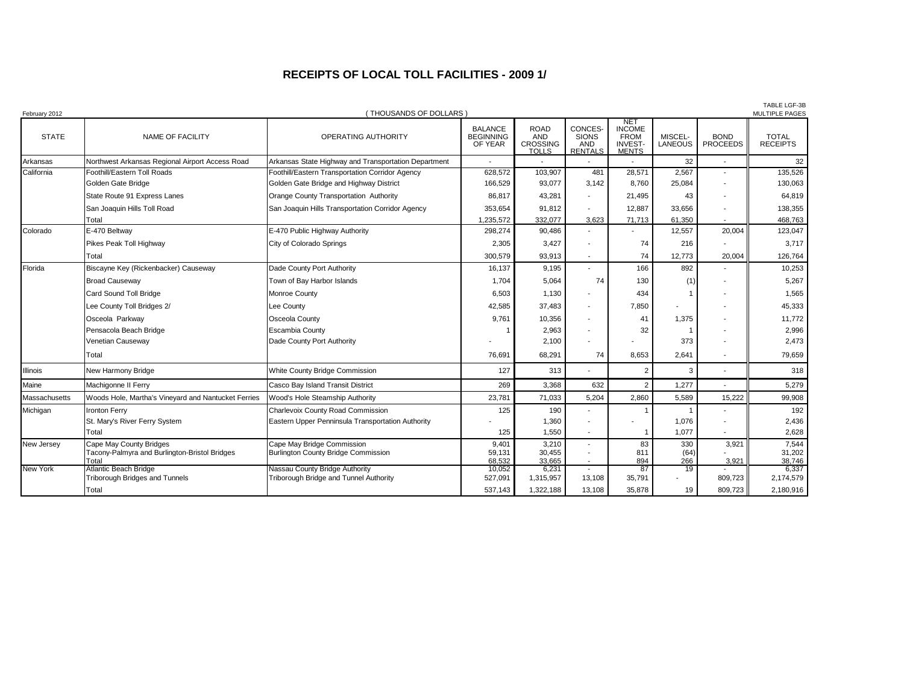# RECEIPTS OF LOCAL TOLL FACILITIES - 2009 1/

February 2012

( THOUSANDS OF DOLLARS )

TABLE LGF-3B
MULTIPLE PAGES

| STATE | NAME OF FACILITY | OPERATING AUTHORITY | BALANCE BEGINNING OF YEAR | ROAD AND CROSSING TOLLS | CONCES-SIONS AND RENTALS | NET INCOME FROM INVEST-MENTS | MISCEL-LANEOUS | BOND PROCEEDS | TOTAL RECEIPTS |
|---|---|---|---|---|---|---|---|---|---|
| Arkansas | Northwest Arkansas Regional Airport Access Road | Arkansas State Highway and Transportation Department | - | - | - | - | 32 | - | 32 |
| California | Foothill/Eastern Toll Roads | Foothill/Eastern Transportation Corridor Agency | 628,572 | 103,907 | 481 | 28,571 | 2,567 | - | 135,526 |
| | Golden Gate Bridge | Golden Gate Bridge and Highway District | 166,529 | 93,077 | 3,142 | 8,760 | 25,084 | - | 130,063 |
| | State Route 91 Express Lanes | Orange County Transportation Authority | 86,817 | 43,281 | - | 21,495 | 43 | - | 64,819 |
| | San Joaquin Hills Toll Road | San Joaquin Hills Transportation Corridor Agency | 353,654 | 91,812 | - | 12,887 | 33,656 | - | 138,355 |
| | Total | | 1,235,572 | 332,077 | 3,623 | 71,713 | 61,350 | - | 468,763 |
| Colorado | E-470 Beltway | E-470 Public Highway Authority | 298,274 | 90,486 | - | - | 12,557 | 20,004 | 123,047 |
| | Pikes Peak Toll Highway | City of Colorado Springs | 2,305 | 3,427 | - | 74 | 216 | - | 3,717 |
| | Total | | 300,579 | 93,913 | - | 74 | 12,773 | 20,004 | 126,764 |
| Florida | Biscayne Key (Rickenbacker) Causeway | Dade County Port Authority | 16,137 | 9,195 | - | 166 | 892 | - | 10,253 |
| | Broad Causeway | Town of Bay Harbor Islands | 1,704 | 5,064 | 74 | 130 | (1) | - | 5,267 |
| | Card Sound Toll Bridge | Monroe County | 6,503 | 1,130 | - | 434 | 1 | - | 1,565 |
| | Lee County Toll Bridges 2/ | Lee County | 42,585 | 37,483 | - | 7,850 | - | - | 45,333 |
| | Osceola Parkway | Osceola County | 9,761 | 10,356 | - | 41 | 1,375 | - | 11,772 |
| | Pensacola Beach Bridge | Escambia County | 1 | 2,963 | - | 32 | 1 | - | 2,996 |
| | Venetian Causeway | Dade County Port Authority | - | 2,100 | - | - | 373 | - | 2,473 |
| | Total | | 76,691 | 68,291 | 74 | 8,653 | 2,641 | - | 79,659 |
| Illinois | New Harmony Bridge | White County Bridge Commission | 127 | 313 | - | 2 | 3 | - | 318 |
| Maine | Machigonne II Ferry | Casco Bay Island Transit District | 269 | 3,368 | 632 | 2 | 1,277 | - | 5,279 |
| Massachusetts | Woods Hole, Martha's Vineyard and Nantucket Ferries | Wood's Hole Steamship Authority | 23,781 | 71,033 | 5,204 | 2,860 | 5,589 | 15,222 | 99,908 |
| Michigan | Ironton Ferry | Charlevoix County Road Commission | 125 | 190 | - | 1 | 1 | - | 192 |
| | St. Mary's River Ferry System | Eastern Upper Penninsula Transportation Authority | - | 1,360 | - | - | 1,076 | - | 2,436 |
| | Total | | 125 | 1,550 | - | 1 | 1,077 | - | 2,628 |
| New Jersey | Cape May County Bridges | Cape May Bridge Commission | 9,401 | 3,210 | - | 83 | 330 | 3,921 | 7,544 |
| | Tacony-Palmyra and Burlington-Bristol Bridges | Burlington County Bridge Commission | 59,131 | 30,455 | - | 811 | (64) | - | 31,202 |
| | Total | | 68,532 | 33,665 | - | 894 | 266 | 3,921 | 38,746 |
| New York | Atlantic Beach Bridge | Nassau County Bridge Authority | 10,052 | 6,231 | - | 87 | 19 | - | 6,337 |
| | Triborough Bridges and Tunnels | Triborough Bridge and Tunnel Authority | 527,091 | 1,315,957 | 13,108 | 35,791 | - | 809,723 | 2,174,579 |
| | Total | | 537,143 | 1,322,188 | 13,108 | 35,878 | 19 | 809,723 | 2,180,916 |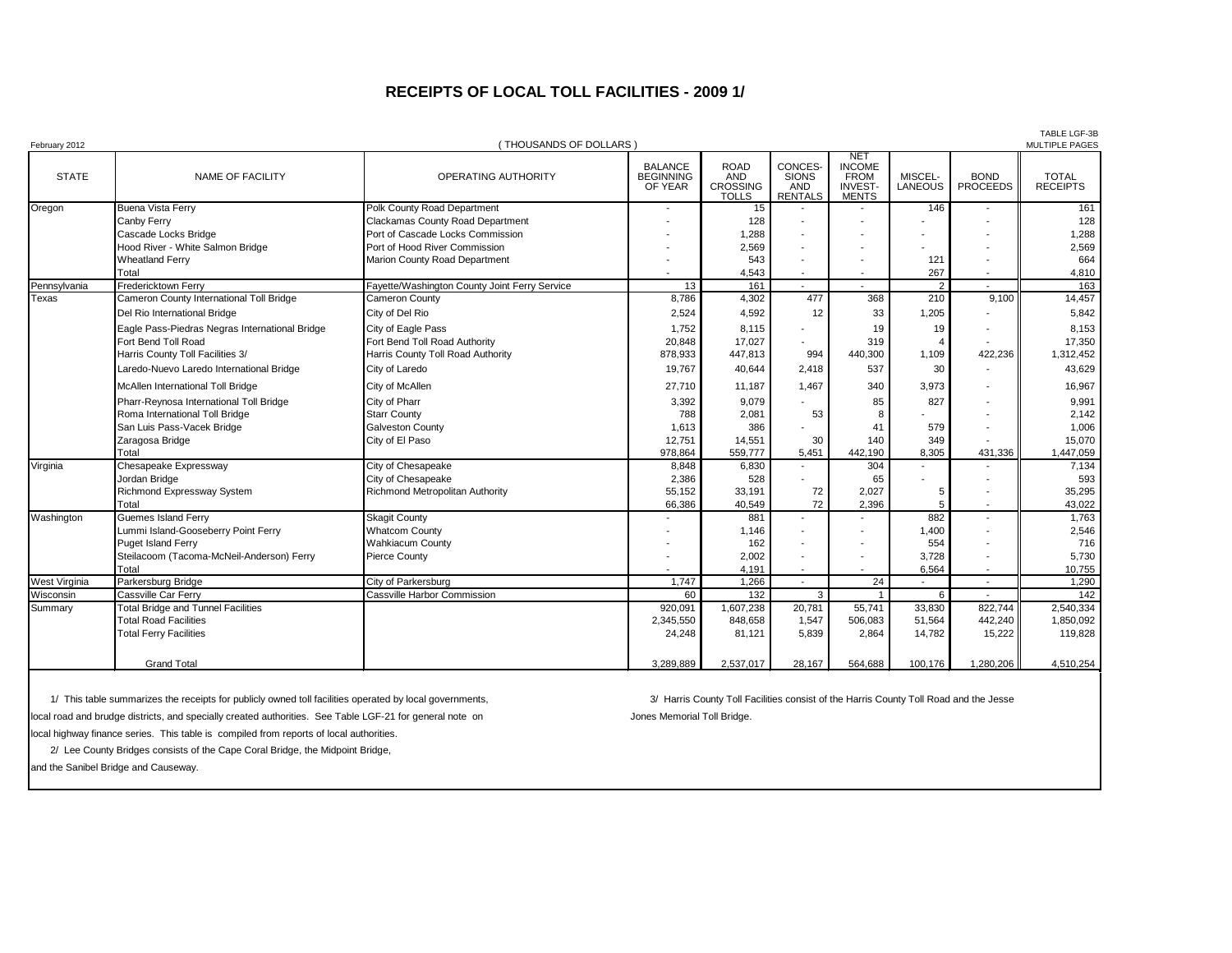# RECEIPTS OF LOCAL TOLL FACILITIES - 2009 1/

February 2012

( THOUSANDS OF DOLLARS )

TABLE LGF-3B
MULTIPLE PAGES

| STATE | NAME OF FACILITY | OPERATING AUTHORITY | BALANCE BEGINNING OF YEAR | ROAD AND CROSSING TOLLS | CONCES-SIONS AND RENTALS | NET INCOME FROM INVEST-MENTS | MISCEL-LANEOUS | BOND PROCEEDS | TOTAL RECEIPTS |
|---|---|---|---|---|---|---|---|---|---|
| Oregon | Buena Vista Ferry | Polk County Road Department | - | 15 | - | - | 146 | - | 161 |
| | Canby Ferry | Clackamas County Road Department | - | 128 | - | - | - | - | 128 |
| | Cascade Locks Bridge | Port of Cascade Locks Commission | - | 1,288 | - | - | - | - | 1,288 |
| | Hood River - White Salmon Bridge | Port of Hood River Commission | - | 2,569 | - | - | - | - | 2,569 |
| | Wheatland Ferry | Marion County Road Department | - | 543 | - | - | 121 | - | 664 |
| | Total | | - | 4,543 | - | - | 267 | - | 4,810 |
| Pennsylvania | Fredericktown Ferry | Fayette/Washington County Joint Ferry Service | 13 | 161 | - | - | 2 | - | 163 |
| Texas | Cameron County International Toll Bridge | Cameron County | 8,786 | 4,302 | 477 | 368 | 210 | 9,100 | 14,457 |
| | Del Rio International Bridge | City of Del Rio | 2,524 | 4,592 | 12 | 33 | 1,205 | - | 5,842 |
| | Eagle Pass-Piedras Negras International Bridge | City of Eagle Pass | 1,752 | 8,115 | - | 19 | 19 | - | 8,153 |
| | Fort Bend Toll Road | Fort Bend Toll Road Authority | 20,848 | 17,027 | - | 319 | 4 | - | 17,350 |
| | Harris County Toll Facilities 3/ | Harris County Toll Road Authority | 878,933 | 447,813 | 994 | 440,300 | 1,109 | 422,236 | 1,312,452 |
| | Laredo-Nuevo Laredo International Bridge | City of Laredo | 19,767 | 40,644 | 2,418 | 537 | 30 | - | 43,629 |
| | McAllen International Toll Bridge | City of McAllen | 27,710 | 11,187 | 1,467 | 340 | 3,973 | - | 16,967 |
| | Pharr-Reynosa International Toll Bridge | City of Pharr | 3,392 | 9,079 | - | 85 | 827 | - | 9,991 |
| | Roma International Toll Bridge | Starr County | 788 | 2,081 | 53 | 8 | - | - | 2,142 |
| | San Luis Pass-Vacek Bridge | Galveston County | 1,613 | 386 | - | 41 | 579 | - | 1,006 |
| | Zaragosa Bridge | City of El Paso | 12,751 | 14,551 | 30 | 140 | 349 | - | 15,070 |
| | Total | | 978,864 | 559,777 | 5,451 | 442,190 | 8,305 | 431,336 | 1,447,059 |
| Virginia | Chesapeake Expressway | City of Chesapeake | 8,848 | 6,830 | - | 304 | - | - | 7,134 |
| | Jordan Bridge | City of Chesapeake | 2,386 | 528 | - | 65 | - | - | 593 |
| | Richmond Expressway System | Richmond Metropolitan Authority | 55,152 | 33,191 | 72 | 2,027 | 5 | - | 35,295 |
| | Total | | 66,386 | 40,549 | 72 | 2,396 | 5 | - | 43,022 |
| Washington | Guemes Island Ferry | Skagit County | - | 881 | - | - | 882 | - | 1,763 |
| | Lummi Island-Gooseberry Point Ferry | Whatcom County | - | 1,146 | - | - | 1,400 | - | 2,546 |
| | Puget Island Ferry | Wahkiacum County | - | 162 | - | - | 554 | - | 716 |
| | Steilacoom (Tacoma-McNeil-Anderson) Ferry | Pierce County | - | 2,002 | - | - | 3,728 | - | 5,730 |
| | Total | | - | 4,191 | - | - | 6,564 | - | 10,755 |
| West Virginia | Parkersburg Bridge | City of Parkersburg | 1,747 | 1,266 | - | 24 | - | - | 1,290 |
| Wisconsin | Cassville Car Ferry | Cassville Harbor Commission | 60 | 132 | 3 | 1 | 6 | - | 142 |
| Summary | Total Bridge and Tunnel Facilities | | 920,091 | 1,607,238 | 20,781 | 55,741 | 33,830 | 822,744 | 2,540,334 |
| | Total Road Facilities | | 2,345,550 | 848,658 | 1,547 | 506,083 | 51,564 | 442,240 | 1,850,092 |
| | Total Ferry Facilities | | 24,248 | 81,121 | 5,839 | 2,864 | 14,782 | 15,222 | 119,828 |
| | Grand Total | | 3,289,889 | 2,537,017 | 28,167 | 564,688 | 100,176 | 1,280,206 | 4,510,254 |

1/ This table summarizes the receipts for publicly owned toll facilities operated by local governments, local road and brudge districts, and specially created authorities. See Table LGF-21 for general note on local highway finance series. This table is compiled from reports of local authorities.

2/ Lee County Bridges consists of the Cape Coral Bridge, the Midpoint Bridge, and the Sanibel Bridge and Causeway.

3/ Harris County Toll Facilities consist of the Harris County Toll Road and the Jesse Jones Memorial Toll Bridge.